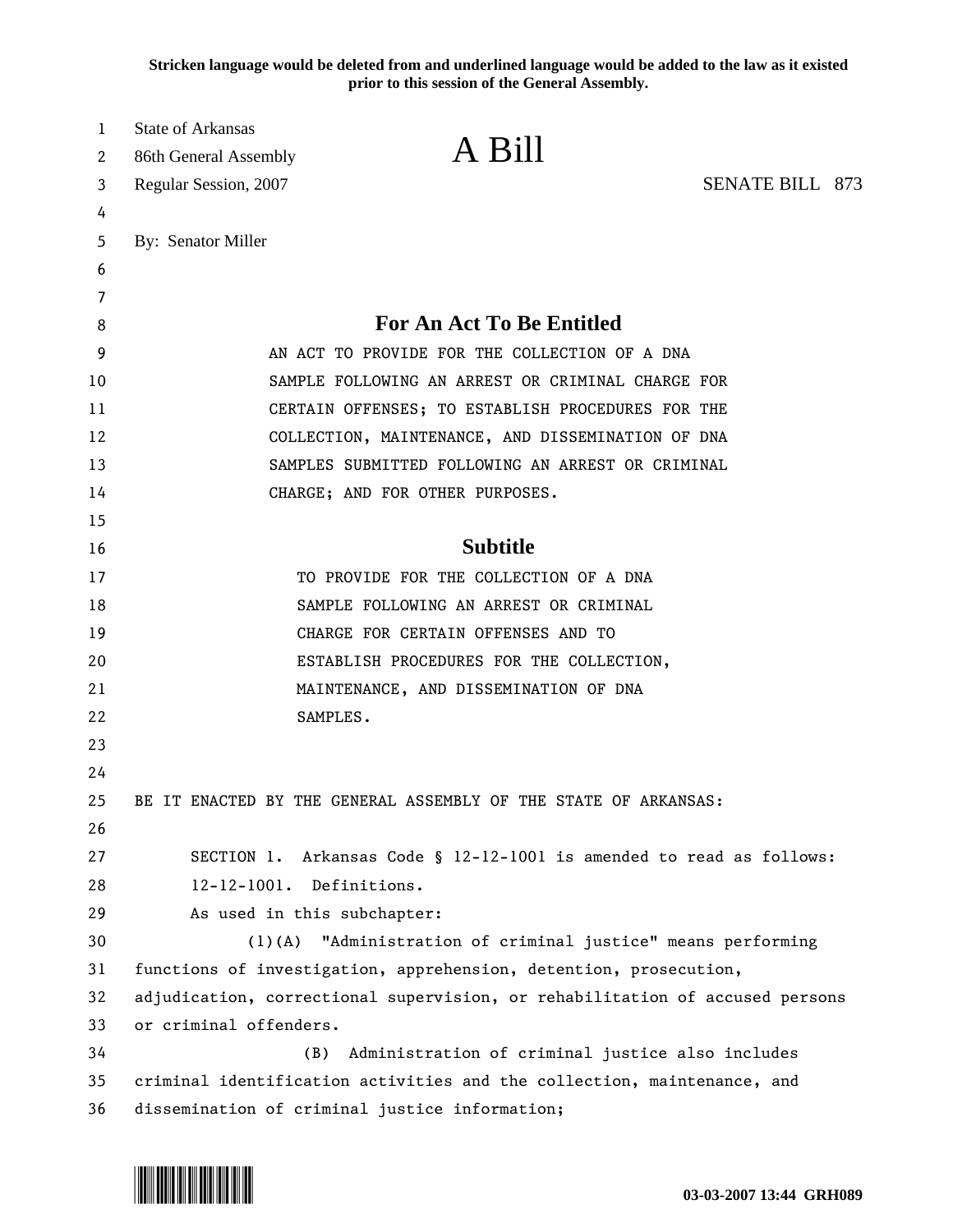**Stricken language would be deleted from and underlined language would be added to the law as it existed prior to this session of the General Assembly.**

State of Arkansas
86th General Assembly
Regular Session, 2007

# A Bill

SENATE BILL 873

By: Senator Miller

## For An Act To Be Entitled

AN ACT TO PROVIDE FOR THE COLLECTION OF A DNA SAMPLE FOLLOWING AN ARREST OR CRIMINAL CHARGE FOR CERTAIN OFFENSES; TO ESTABLISH PROCEDURES FOR THE COLLECTION, MAINTENANCE, AND DISSEMINATION OF DNA SAMPLES SUBMITTED FOLLOWING AN ARREST OR CRIMINAL CHARGE; AND FOR OTHER PURPOSES.

## Subtitle

TO PROVIDE FOR THE COLLECTION OF A DNA SAMPLE FOLLOWING AN ARREST OR CRIMINAL CHARGE FOR CERTAIN OFFENSES AND TO ESTABLISH PROCEDURES FOR THE COLLECTION, MAINTENANCE, AND DISSEMINATION OF DNA SAMPLES.

BE IT ENACTED BY THE GENERAL ASSEMBLY OF THE STATE OF ARKANSAS:

SECTION 1. Arkansas Code § 12-12-1001 is amended to read as follows:

12-12-1001. Definitions.

As used in this subchapter:

(1)(A) "Administration of criminal justice" means performing functions of investigation, apprehension, detention, prosecution, adjudication, correctional supervision, or rehabilitation of accused persons or criminal offenders.

(B) Administration of criminal justice also includes criminal identification activities and the collection, maintenance, and dissemination of criminal justice information;

03-03-2007 13:44 GRH089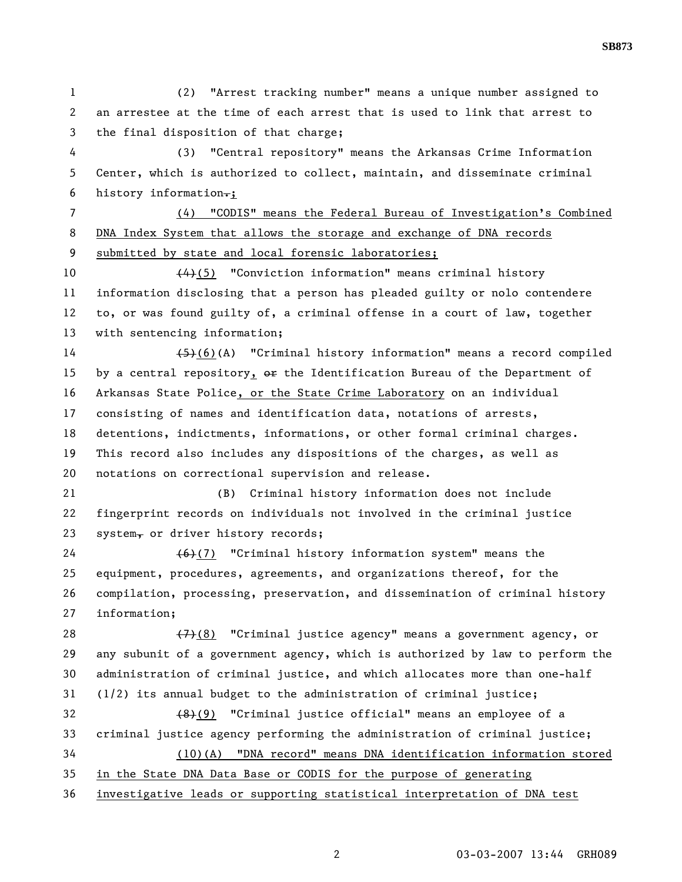(2) "Arrest tracking number" means a unique number assigned to an arrestee at the time of each arrest that is used to link that arrest to the final disposition of that charge;

(3) "Central repository" means the Arkansas Crime Information Center, which is authorized to collect, maintain, and disseminate criminal history information~~.~~;

<u>(4) "CODIS" means the Federal Bureau of Investigation's Combined DNA Index System that allows the storage and exchange of DNA records submitted by state and local forensic laboratories;</u>

~~(4)~~<u>(5)</u> "Conviction information" means criminal history information disclosing that a person has pleaded guilty or nolo contendere to, or was found guilty of, a criminal offense in a court of law, together with sentencing information;

~~(5)~~<u>(6)</u>(A) "Criminal history information" means a record compiled by a central repository<u>,</u> ~~or~~ the Identification Bureau of the Department of Arkansas State Police<u>, or the State Crime Laboratory</u> on an individual consisting of names and identification data, notations of arrests, detentions, indictments, informations, or other formal criminal charges. This record also includes any dispositions of the charges, as well as notations on correctional supervision and release.

(B) Criminal history information does not include fingerprint records on individuals not involved in the criminal justice system~~,~~ or driver history records;

~~(6)~~<u>(7)</u> "Criminal history information system" means the equipment, procedures, agreements, and organizations thereof, for the compilation, processing, preservation, and dissemination of criminal history information;

~~(7)~~<u>(8)</u> "Criminal justice agency" means a government agency, or any subunit of a government agency, which is authorized by law to perform the administration of criminal justice, and which allocates more than one-half (1/2) its annual budget to the administration of criminal justice;

~~(8)~~<u>(9)</u> "Criminal justice official" means an employee of a criminal justice agency performing the administration of criminal justice;

<u>(10)(A) "DNA record" means DNA identification information stored in the State DNA Data Base or CODIS for the purpose of generating investigative leads or supporting statistical interpretation of DNA test</u>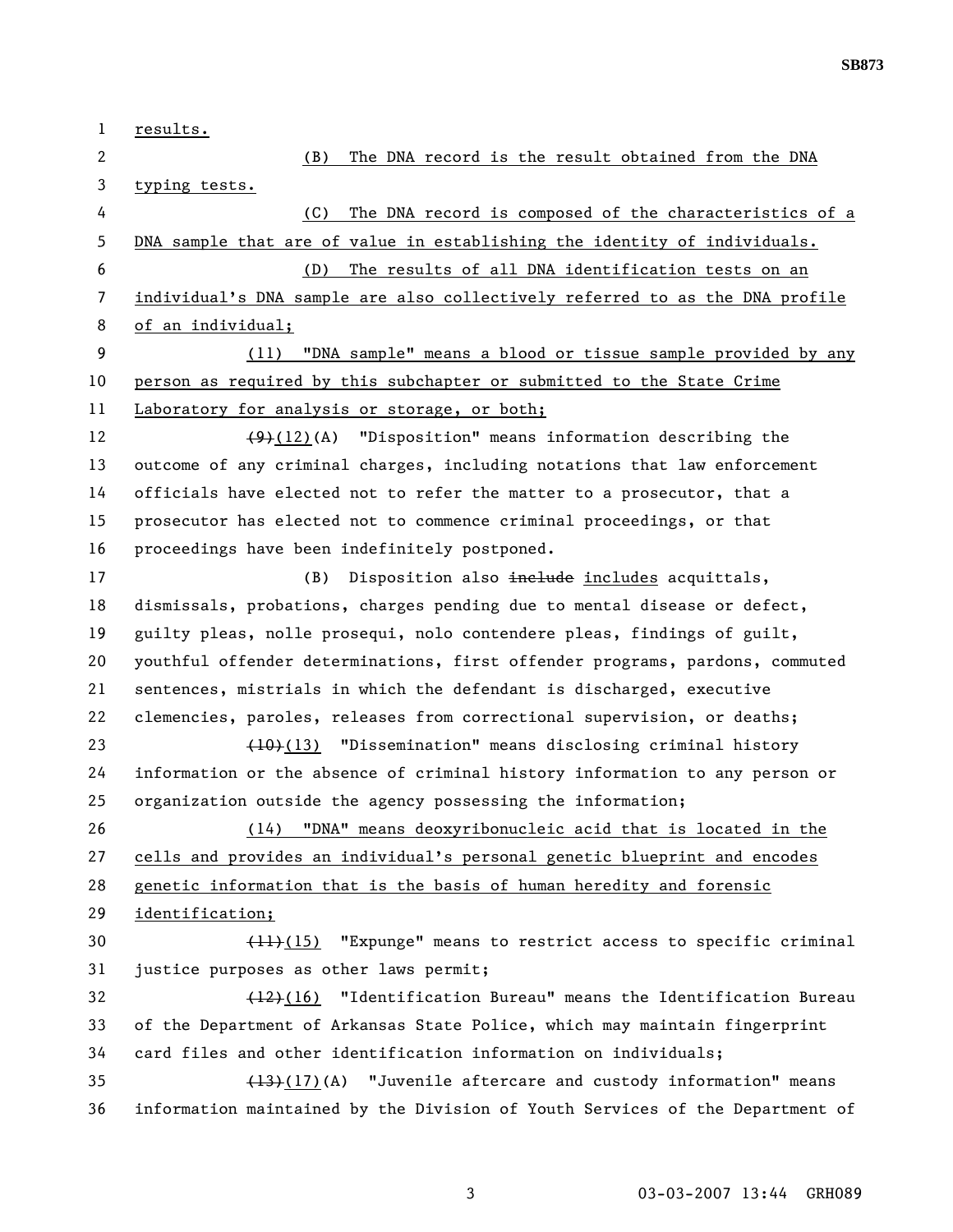results.

(B) The DNA record is the result obtained from the DNA typing tests.

(C) The DNA record is composed of the characteristics of a DNA sample that are of value in establishing the identity of individuals.

(D) The results of all DNA identification tests on an individual's DNA sample are also collectively referred to as the DNA profile of an individual;

(11) "DNA sample" means a blood or tissue sample provided by any person as required by this subchapter or submitted to the State Crime Laboratory for analysis or storage, or both;

~~(9)~~(12)(A) "Disposition" means information describing the outcome of any criminal charges, including notations that law enforcement officials have elected not to refer the matter to a prosecutor, that a prosecutor has elected not to commence criminal proceedings, or that proceedings have been indefinitely postponed.

(B) Disposition also ~~include~~ includes acquittals, dismissals, probations, charges pending due to mental disease or defect, guilty pleas, nolle prosequi, nolo contendere pleas, findings of guilt, youthful offender determinations, first offender programs, pardons, commuted sentences, mistrials in which the defendant is discharged, executive clemencies, paroles, releases from correctional supervision, or deaths;

~~(10)~~(13) "Dissemination" means disclosing criminal history information or the absence of criminal history information to any person or organization outside the agency possessing the information;

(14) "DNA" means deoxyribonucleic acid that is located in the cells and provides an individual's personal genetic blueprint and encodes genetic information that is the basis of human heredity and forensic identification;

~~(11)~~(15) "Expunge" means to restrict access to specific criminal justice purposes as other laws permit;

~~(12)~~(16) "Identification Bureau" means the Identification Bureau of the Department of Arkansas State Police, which may maintain fingerprint card files and other identification information on individuals;

~~(13)~~(17)(A) "Juvenile aftercare and custody information" means information maintained by the Division of Youth Services of the Department of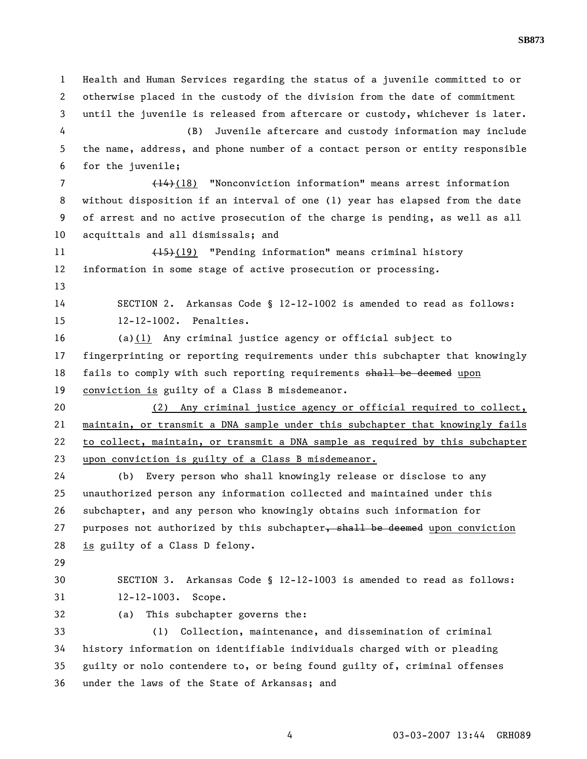Health and Human Services regarding the status of a juvenile committed to or otherwise placed in the custody of the division from the date of commitment until the juvenile is released from aftercare or custody, whichever is later.

(B) Juvenile aftercare and custody information may include the name, address, and phone number of a contact person or entity responsible for the juvenile;

~~(14)~~(18) "Nonconviction information" means arrest information without disposition if an interval of one (1) year has elapsed from the date of arrest and no active prosecution of the charge is pending, as well as all acquittals and all dismissals; and

~~(15)~~(19) "Pending information" means criminal history information in some stage of active prosecution or processing.

SECTION 2. Arkansas Code § 12-12-1002 is amended to read as follows:

12-12-1002. Penalties.

(a)(1) Any criminal justice agency or official subject to fingerprinting or reporting requirements under this subchapter that knowingly fails to comply with such reporting requirements ~~shall be deemed~~ upon conviction is guilty of a Class B misdemeanor.

(2) Any criminal justice agency or official required to collect, maintain, or transmit a DNA sample under this subchapter that knowingly fails to collect, maintain, or transmit a DNA sample as required by this subchapter upon conviction is guilty of a Class B misdemeanor.

(b) Every person who shall knowingly release or disclose to any unauthorized person any information collected and maintained under this subchapter, and any person who knowingly obtains such information for purposes not authorized by this subchapter~~, shall be deemed~~ upon conviction is guilty of a Class D felony.

SECTION 3. Arkansas Code § 12-12-1003 is amended to read as follows:

12-12-1003. Scope.

(a) This subchapter governs the:

(1) Collection, maintenance, and dissemination of criminal history information on identifiable individuals charged with or pleading guilty or nolo contendere to, or being found guilty of, criminal offenses under the laws of the State of Arkansas; and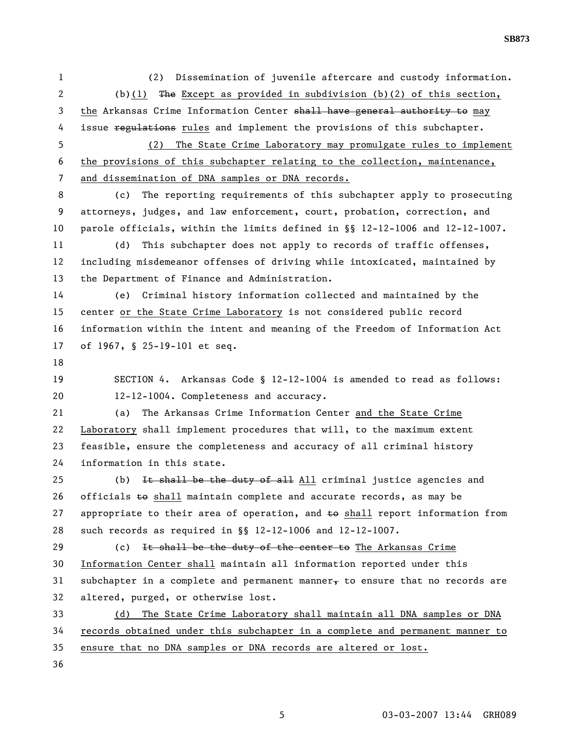(2) Dissemination of juvenile aftercare and custody information.

(b)(1) ~~The~~ Except as provided in subdivision (b)(2) of this section, the Arkansas Crime Information Center ~~shall have general authority to~~ may issue ~~regulations~~ rules and implement the provisions of this subchapter.

(2) The State Crime Laboratory may promulgate rules to implement the provisions of this subchapter relating to the collection, maintenance, and dissemination of DNA samples or DNA records.

(c) The reporting requirements of this subchapter apply to prosecuting attorneys, judges, and law enforcement, court, probation, correction, and parole officials, within the limits defined in §§ 12-12-1006 and 12-12-1007.

(d) This subchapter does not apply to records of traffic offenses, including misdemeanor offenses of driving while intoxicated, maintained by the Department of Finance and Administration.

(e) Criminal history information collected and maintained by the center or the State Crime Laboratory is not considered public record information within the intent and meaning of the Freedom of Information Act of 1967, § 25-19-101 et seq.

SECTION 4. Arkansas Code § 12-12-1004 is amended to read as follows:

12-12-1004. Completeness and accuracy.

(a) The Arkansas Crime Information Center and the State Crime Laboratory shall implement procedures that will, to the maximum extent feasible, ensure the completeness and accuracy of all criminal history information in this state.

(b) ~~It shall be the duty of all~~ All criminal justice agencies and officials ~~to~~ shall maintain complete and accurate records, as may be appropriate to their area of operation, and ~~to~~ shall report information from such records as required in §§ 12-12-1006 and 12-12-1007.

(c) ~~It shall be the duty of the center to~~ The Arkansas Crime Information Center shall maintain all information reported under this subchapter in a complete and permanent manner~~,~~ to ensure that no records are altered, purged, or otherwise lost.

(d) The State Crime Laboratory shall maintain all DNA samples or DNA records obtained under this subchapter in a complete and permanent manner to ensure that no DNA samples or DNA records are altered or lost.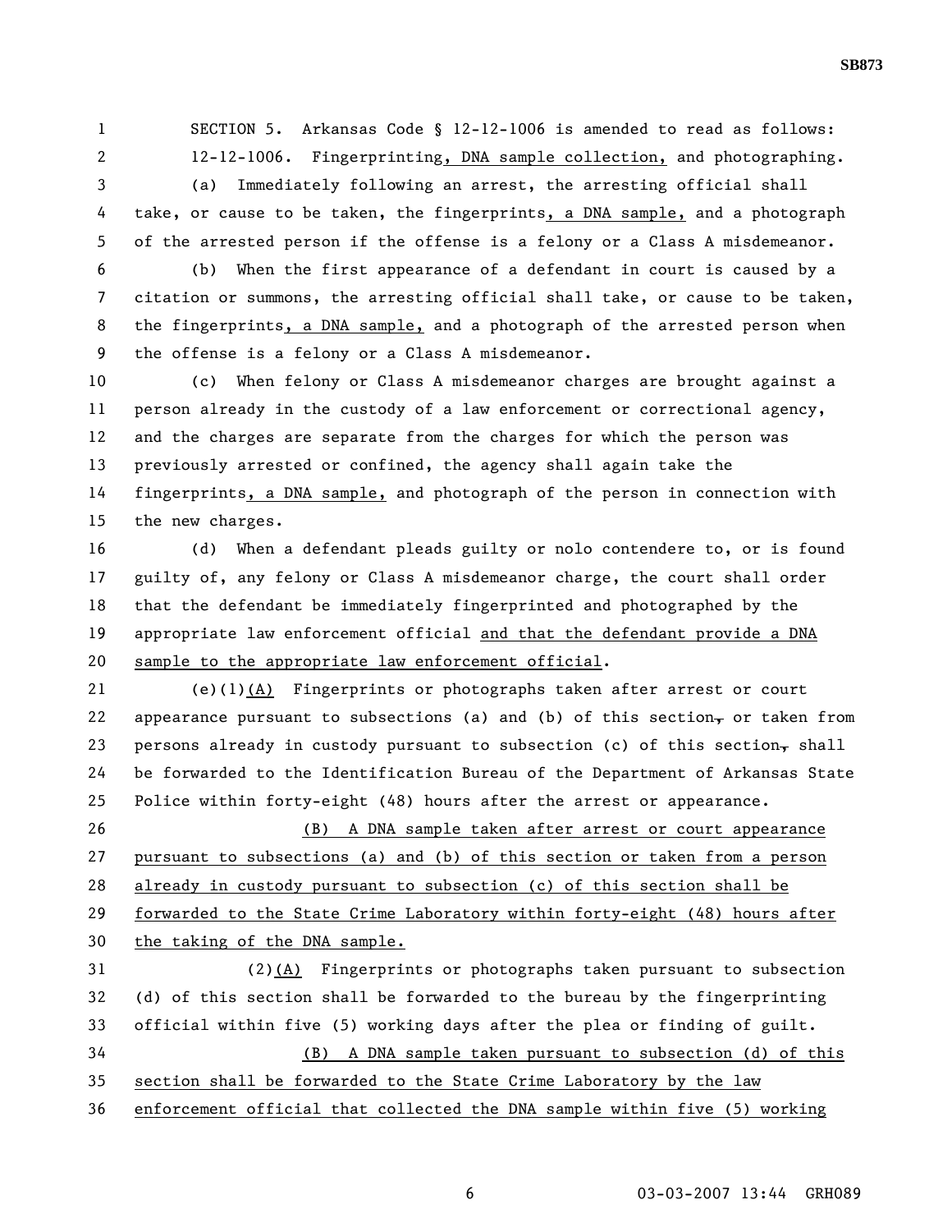SECTION 5. Arkansas Code § 12-12-1006 is amended to read as follows:

12-12-1006. Fingerprinting, DNA sample collection, and photographing.

(a) Immediately following an arrest, the arresting official shall take, or cause to be taken, the fingerprints, a DNA sample, and a photograph of the arrested person if the offense is a felony or a Class A misdemeanor.

(b) When the first appearance of a defendant in court is caused by a citation or summons, the arresting official shall take, or cause to be taken, the fingerprints, a DNA sample, and a photograph of the arrested person when the offense is a felony or a Class A misdemeanor.

(c) When felony or Class A misdemeanor charges are brought against a person already in the custody of a law enforcement or correctional agency, and the charges are separate from the charges for which the person was previously arrested or confined, the agency shall again take the fingerprints, a DNA sample, and photograph of the person in connection with the new charges.

(d) When a defendant pleads guilty or nolo contendere to, or is found guilty of, any felony or Class A misdemeanor charge, the court shall order that the defendant be immediately fingerprinted and photographed by the appropriate law enforcement official and that the defendant provide a DNA sample to the appropriate law enforcement official.

(e)(1)(A) Fingerprints or photographs taken after arrest or court appearance pursuant to subsections (a) and (b) of this section, or taken from persons already in custody pursuant to subsection (c) of this section, shall be forwarded to the Identification Bureau of the Department of Arkansas State Police within forty-eight (48) hours after the arrest or appearance.

(B) A DNA sample taken after arrest or court appearance pursuant to subsections (a) and (b) of this section or taken from a person already in custody pursuant to subsection (c) of this section shall be forwarded to the State Crime Laboratory within forty-eight (48) hours after the taking of the DNA sample.

(2)(A) Fingerprints or photographs taken pursuant to subsection (d) of this section shall be forwarded to the bureau by the fingerprinting official within five (5) working days after the plea or finding of guilt.

(B) A DNA sample taken pursuant to subsection (d) of this section shall be forwarded to the State Crime Laboratory by the law enforcement official that collected the DNA sample within five (5) working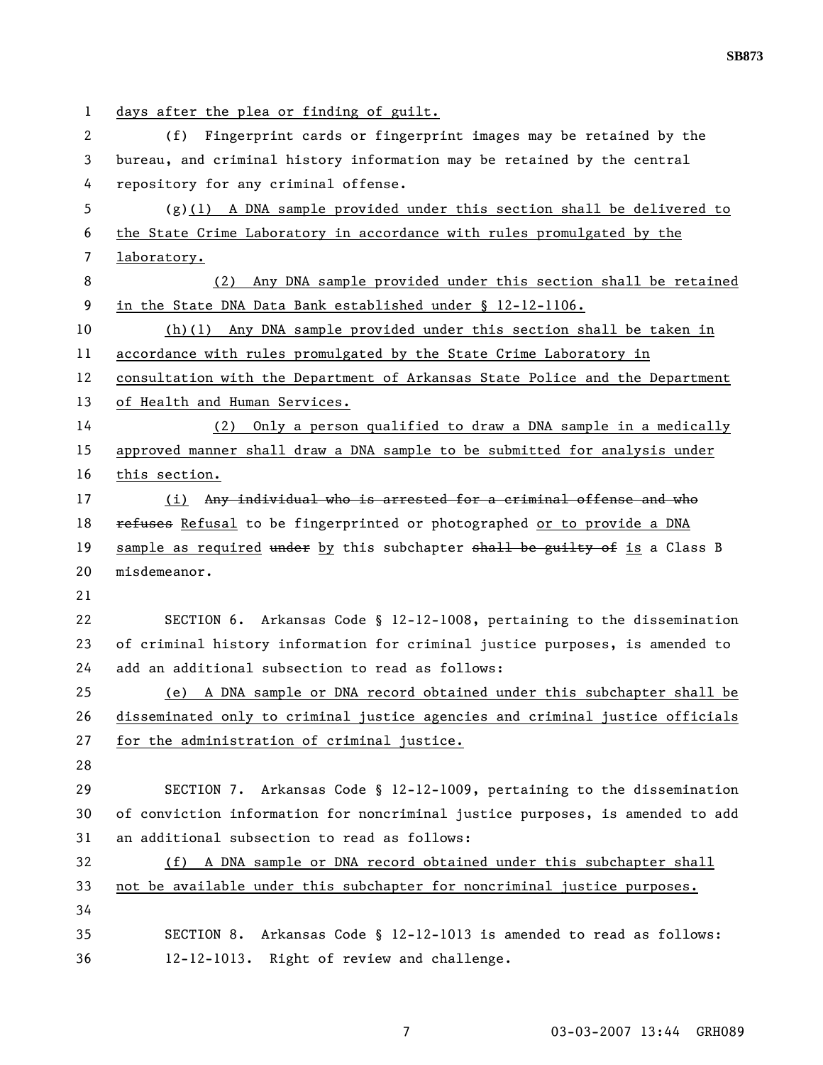days after the plea or finding of guilt.

(f) Fingerprint cards or fingerprint images may be retained by the bureau, and criminal history information may be retained by the central repository for any criminal offense.

(g)(1) A DNA sample provided under this section shall be delivered to the State Crime Laboratory in accordance with rules promulgated by the laboratory.

(2) Any DNA sample provided under this section shall be retained in the State DNA Data Bank established under § 12-12-1106.

(h)(1) Any DNA sample provided under this section shall be taken in accordance with rules promulgated by the State Crime Laboratory in consultation with the Department of Arkansas State Police and the Department of Health and Human Services.

(2) Only a person qualified to draw a DNA sample in a medically approved manner shall draw a DNA sample to be submitted for analysis under this section.

(i) ~~Any individual who is arrested for a criminal offense and who refuses~~ Refusal to be fingerprinted or photographed or to provide a DNA sample as required ~~under~~ by this subchapter ~~shall be guilty of~~ is a Class B misdemeanor.

SECTION 6. Arkansas Code § 12-12-1008, pertaining to the dissemination of criminal history information for criminal justice purposes, is amended to add an additional subsection to read as follows:

(e) A DNA sample or DNA record obtained under this subchapter shall be disseminated only to criminal justice agencies and criminal justice officials for the administration of criminal justice.

SECTION 7. Arkansas Code § 12-12-1009, pertaining to the dissemination of conviction information for noncriminal justice purposes, is amended to add an additional subsection to read as follows:

(f) A DNA sample or DNA record obtained under this subchapter shall not be available under this subchapter for noncriminal justice purposes.

SECTION 8. Arkansas Code § 12-12-1013 is amended to read as follows:

12-12-1013. Right of review and challenge.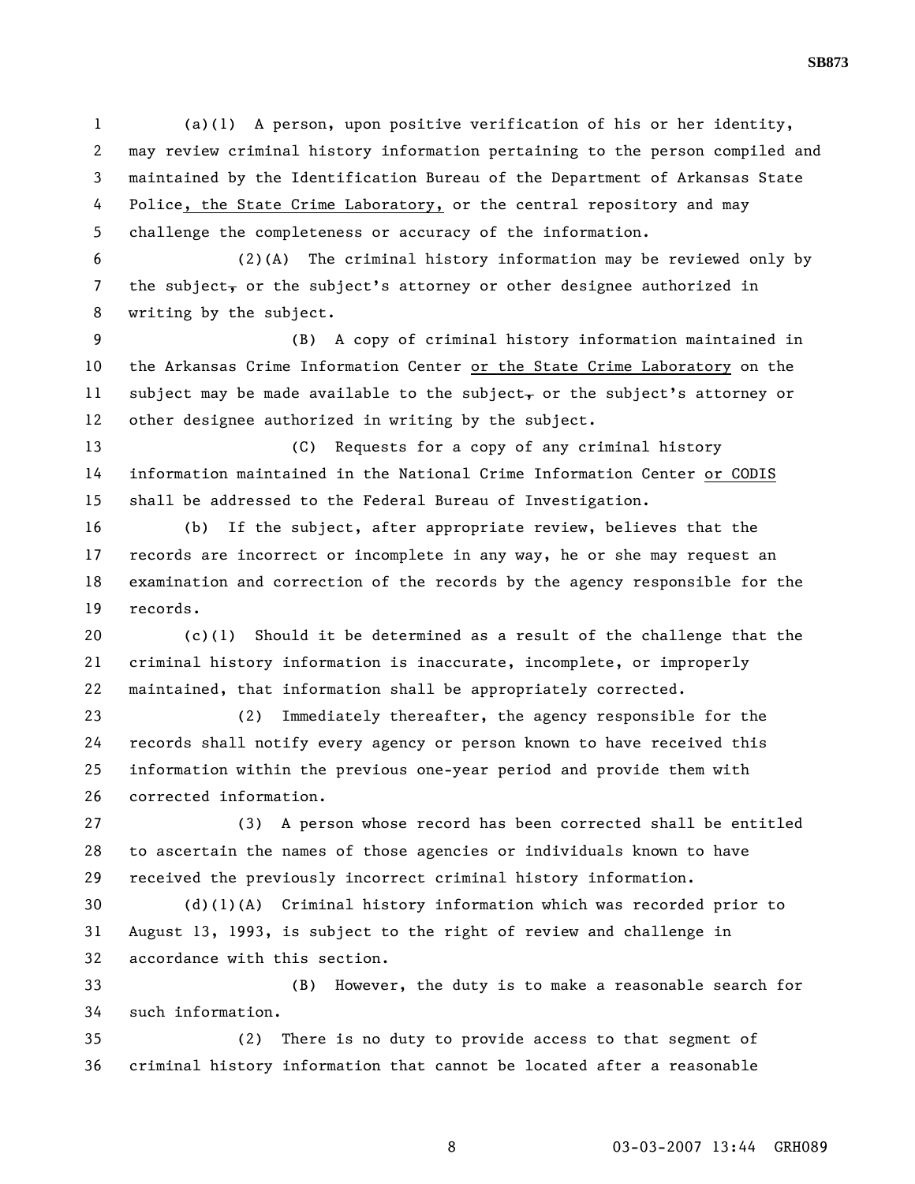(a)(1) A person, upon positive verification of his or her identity, may review criminal history information pertaining to the person compiled and maintained by the Identification Bureau of the Department of Arkansas State Police, the State Crime Laboratory, or the central repository and may challenge the completeness or accuracy of the information.

(2)(A) The criminal history information may be reviewed only by the subject, or the subject's attorney or other designee authorized in writing by the subject.

(B) A copy of criminal history information maintained in the Arkansas Crime Information Center or the State Crime Laboratory on the subject may be made available to the subject, or the subject's attorney or other designee authorized in writing by the subject.

(C) Requests for a copy of any criminal history information maintained in the National Crime Information Center or CODIS shall be addressed to the Federal Bureau of Investigation.

(b) If the subject, after appropriate review, believes that the records are incorrect or incomplete in any way, he or she may request an examination and correction of the records by the agency responsible for the records.

(c)(1) Should it be determined as a result of the challenge that the criminal history information is inaccurate, incomplete, or improperly maintained, that information shall be appropriately corrected.

(2) Immediately thereafter, the agency responsible for the records shall notify every agency or person known to have received this information within the previous one-year period and provide them with corrected information.

(3) A person whose record has been corrected shall be entitled to ascertain the names of those agencies or individuals known to have received the previously incorrect criminal history information.

(d)(1)(A) Criminal history information which was recorded prior to August 13, 1993, is subject to the right of review and challenge in accordance with this section.

(B) However, the duty is to make a reasonable search for such information.

(2) There is no duty to provide access to that segment of criminal history information that cannot be located after a reasonable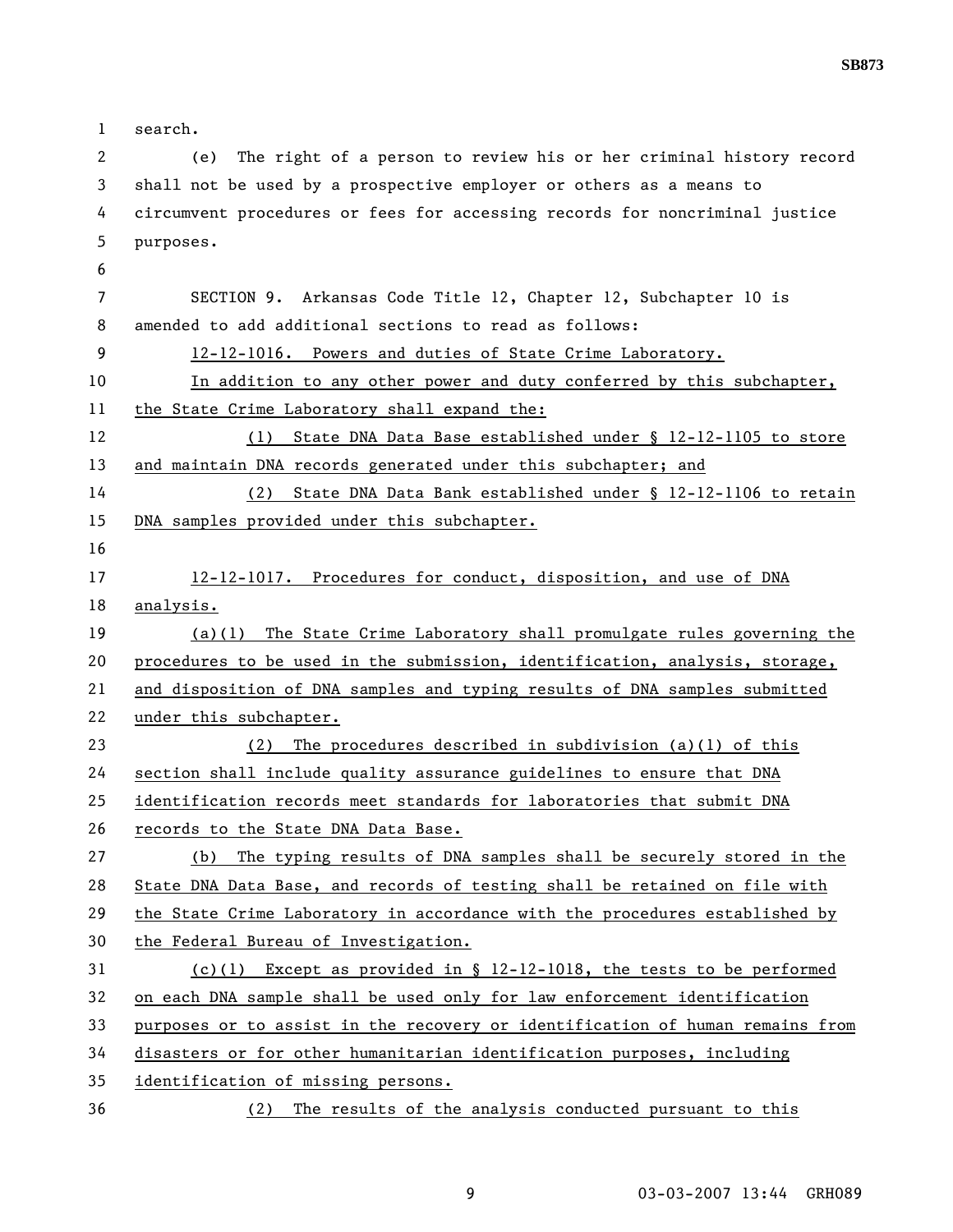search.

(e) The right of a person to review his or her criminal history record shall not be used by a prospective employer or others as a means to circumvent procedures or fees for accessing records for noncriminal justice purposes.

SECTION 9. Arkansas Code Title 12, Chapter 12, Subchapter 10 is amended to add additional sections to read as follows:

12-12-1016. Powers and duties of State Crime Laboratory.

In addition to any other power and duty conferred by this subchapter, the State Crime Laboratory shall expand the:

(1) State DNA Data Base established under § 12-12-1105 to store and maintain DNA records generated under this subchapter; and

(2) State DNA Data Bank established under § 12-12-1106 to retain DNA samples provided under this subchapter.

12-12-1017. Procedures for conduct, disposition, and use of DNA analysis.

(a)(1) The State Crime Laboratory shall promulgate rules governing the procedures to be used in the submission, identification, analysis, storage, and disposition of DNA samples and typing results of DNA samples submitted under this subchapter.

(2) The procedures described in subdivision (a)(1) of this section shall include quality assurance guidelines to ensure that DNA identification records meet standards for laboratories that submit DNA records to the State DNA Data Base.

(b) The typing results of DNA samples shall be securely stored in the State DNA Data Base, and records of testing shall be retained on file with the State Crime Laboratory in accordance with the procedures established by the Federal Bureau of Investigation.

(c)(1) Except as provided in § 12-12-1018, the tests to be performed on each DNA sample shall be used only for law enforcement identification purposes or to assist in the recovery or identification of human remains from disasters or for other humanitarian identification purposes, including identification of missing persons.

(2) The results of the analysis conducted pursuant to this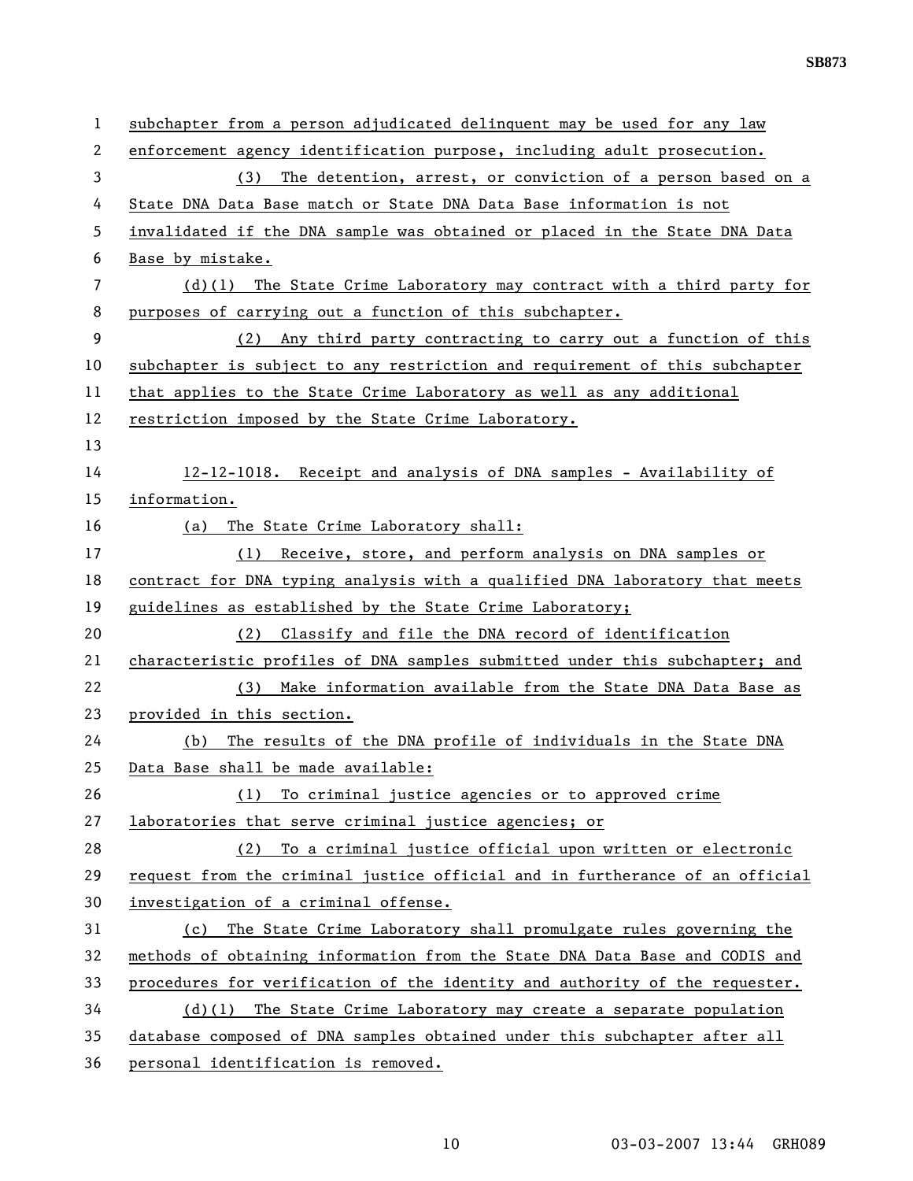subchapter from a person adjudicated delinquent may be used for any law enforcement agency identification purpose, including adult prosecution.

(3) The detention, arrest, or conviction of a person based on a State DNA Data Base match or State DNA Data Base information is not invalidated if the DNA sample was obtained or placed in the State DNA Data Base by mistake.

(d)(1) The State Crime Laboratory may contract with a third party for purposes of carrying out a function of this subchapter.

(2) Any third party contracting to carry out a function of this subchapter is subject to any restriction and requirement of this subchapter that applies to the State Crime Laboratory as well as any additional restriction imposed by the State Crime Laboratory.

12-12-1018. Receipt and analysis of DNA samples - Availability of information.

(a) The State Crime Laboratory shall:

(1) Receive, store, and perform analysis on DNA samples or contract for DNA typing analysis with a qualified DNA laboratory that meets guidelines as established by the State Crime Laboratory;

(2) Classify and file the DNA record of identification characteristic profiles of DNA samples submitted under this subchapter; and

(3) Make information available from the State DNA Data Base as provided in this section.

(b) The results of the DNA profile of individuals in the State DNA Data Base shall be made available:

(1) To criminal justice agencies or to approved crime laboratories that serve criminal justice agencies; or

(2) To a criminal justice official upon written or electronic request from the criminal justice official and in furtherance of an official investigation of a criminal offense.

(c) The State Crime Laboratory shall promulgate rules governing the methods of obtaining information from the State DNA Data Base and CODIS and procedures for verification of the identity and authority of the requester.

(d)(1) The State Crime Laboratory may create a separate population database composed of DNA samples obtained under this subchapter after all personal identification is removed.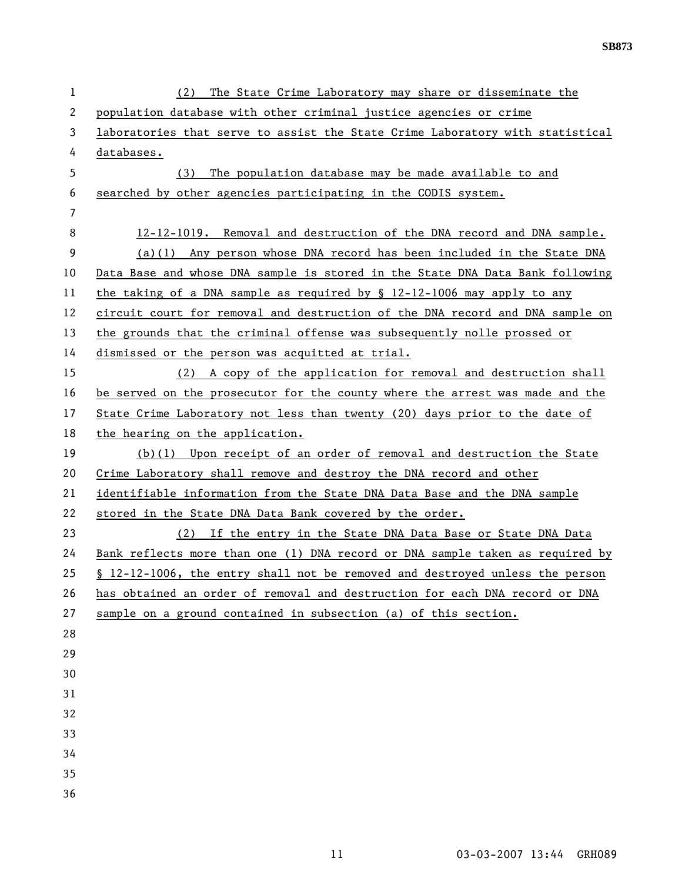(2) The State Crime Laboratory may share or disseminate the population database with other criminal justice agencies or crime laboratories that serve to assist the State Crime Laboratory with statistical databases.

(3) The population database may be made available to and searched by other agencies participating in the CODIS system.

12-12-1019. Removal and destruction of the DNA record and DNA sample.

(a)(1) Any person whose DNA record has been included in the State DNA Data Base and whose DNA sample is stored in the State DNA Data Bank following the taking of a DNA sample as required by § 12-12-1006 may apply to any circuit court for removal and destruction of the DNA record and DNA sample on the grounds that the criminal offense was subsequently nolle prossed or dismissed or the person was acquitted at trial.

(2) A copy of the application for removal and destruction shall be served on the prosecutor for the county where the arrest was made and the State Crime Laboratory not less than twenty (20) days prior to the date of the hearing on the application.

(b)(1) Upon receipt of an order of removal and destruction the State Crime Laboratory shall remove and destroy the DNA record and other identifiable information from the State DNA Data Base and the DNA sample stored in the State DNA Data Bank covered by the order.

(2) If the entry in the State DNA Data Base or State DNA Data Bank reflects more than one (1) DNA record or DNA sample taken as required by § 12-12-1006, the entry shall not be removed and destroyed unless the person has obtained an order of removal and destruction for each DNA record or DNA sample on a ground contained in subsection (a) of this section.

03-03-2007 13:44 GRH089